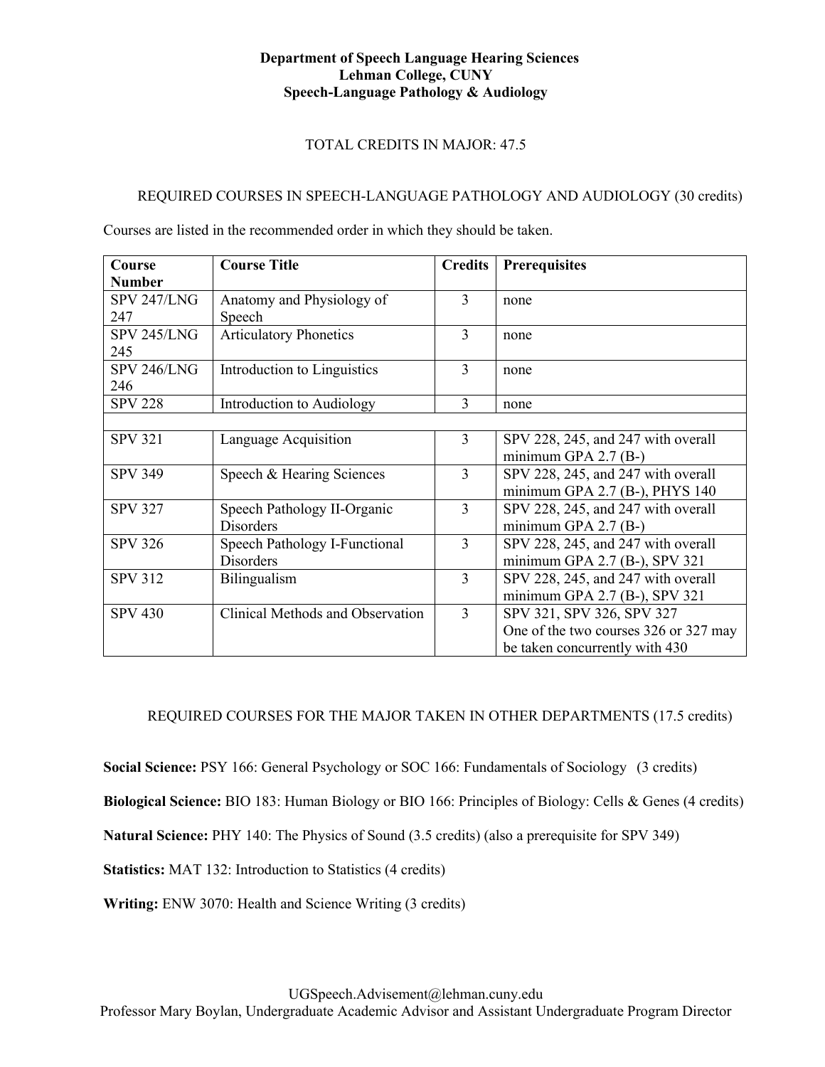**Department of Speech Language Hearing Sciences**
**Lehman College, CUNY**
**Speech-Language Pathology & Audiology**

TOTAL CREDITS IN MAJOR: 47.5

REQUIRED COURSES IN SPEECH-LANGUAGE PATHOLOGY AND AUDIOLOGY (30 credits)

Courses are listed in the recommended order in which they should be taken.

| Course Number | Course Title | Credits | Prerequisites |
|---|---|---|---|
| SPV 247/LNG 247 | Anatomy and Physiology of Speech | 3 | none |
| SPV 245/LNG 245 | Articulatory Phonetics | 3 | none |
| SPV 246/LNG 246 | Introduction to Linguistics | 3 | none |
| SPV 228 | Introduction to Audiology | 3 | none |
| | | | |
| SPV 321 | Language Acquisition | 3 | SPV 228, 245, and 247 with overall minimum GPA 2.7 (B-) |
| SPV 349 | Speech & Hearing Sciences | 3 | SPV 228, 245, and 247 with overall minimum GPA 2.7 (B-), PHYS 140 |
| SPV 327 | Speech Pathology II-Organic Disorders | 3 | SPV 228, 245, and 247 with overall minimum GPA 2.7 (B-) |
| SPV 326 | Speech Pathology I-Functional Disorders | 3 | SPV 228, 245, and 247 with overall minimum GPA 2.7 (B-), SPV 321 |
| SPV 312 | Bilingualism | 3 | SPV 228, 245, and 247 with overall minimum GPA 2.7 (B-), SPV 321 |
| SPV 430 | Clinical Methods and Observation | 3 | SPV 321, SPV 326, SPV 327 One of the two courses 326 or 327 may be taken concurrently with 430 |

REQUIRED COURSES FOR THE MAJOR TAKEN IN OTHER DEPARTMENTS (17.5 credits)

**Social Science:** PSY 166: General Psychology or SOC 166: Fundamentals of Sociology (3 credits)

**Biological Science:** BIO 183: Human Biology or BIO 166: Principles of Biology: Cells & Genes (4 credits)

**Natural Science:** PHY 140: The Physics of Sound (3.5 credits) (also a prerequisite for SPV 349)

**Statistics:** MAT 132: Introduction to Statistics (4 credits)

**Writing:** ENW 3070: Health and Science Writing (3 credits)

UGSpeech.Advisement@lehman.cuny.edu
Professor Mary Boylan, Undergraduate Academic Advisor and Assistant Undergraduate Program Director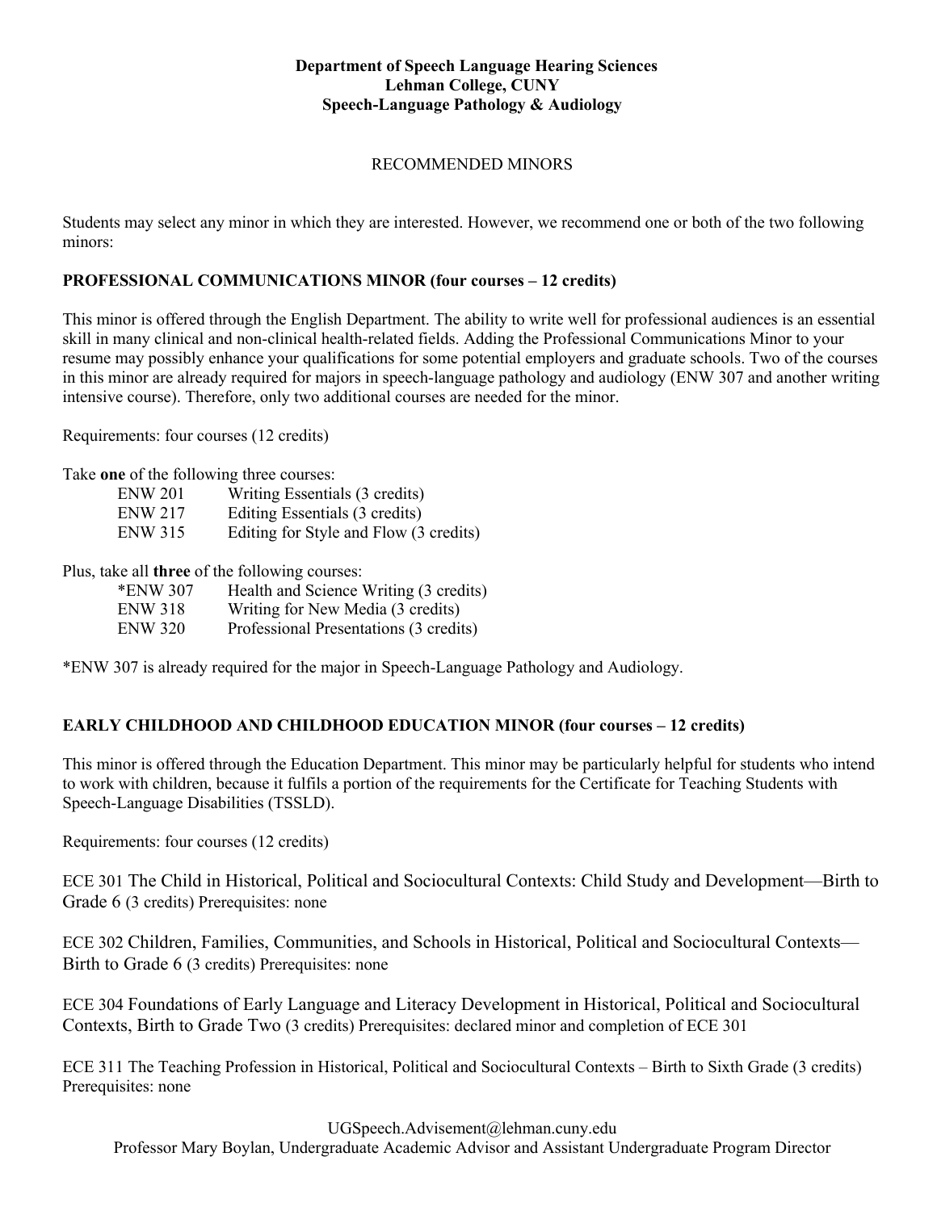**Department of Speech Language Hearing Sciences**
**Lehman College, CUNY**
**Speech-Language Pathology & Audiology**

RECOMMENDED MINORS

Students may select any minor in which they are interested. However, we recommend one or both of the two following minors:

## PROFESSIONAL COMMUNICATIONS MINOR (four courses – 12 credits)

This minor is offered through the English Department. The ability to write well for professional audiences is an essential skill in many clinical and non-clinical health-related fields. Adding the Professional Communications Minor to your resume may possibly enhance your qualifications for some potential employers and graduate schools. Two of the courses in this minor are already required for majors in speech-language pathology and audiology (ENW 307 and another writing intensive course). Therefore, only two additional courses are needed for the minor.

Requirements: four courses (12 credits)

Take **one** of the following three courses:

- ENW 201 Writing Essentials (3 credits)
- ENW 217 Editing Essentials (3 credits)
- ENW 315 Editing for Style and Flow (3 credits)

Plus, take all **three** of the following courses:

- *ENW 307 Health and Science Writing (3 credits)
- ENW 318 Writing for New Media (3 credits)
- ENW 320 Professional Presentations (3 credits)

*ENW 307 is already required for the major in Speech-Language Pathology and Audiology.

## EARLY CHILDHOOD AND CHILDHOOD EDUCATION MINOR (four courses – 12 credits)

This minor is offered through the Education Department. This minor may be particularly helpful for students who intend to work with children, because it fulfils a portion of the requirements for the Certificate for Teaching Students with Speech-Language Disabilities (TSSLD).

Requirements: four courses (12 credits)

ECE 301 The Child in Historical, Political and Sociocultural Contexts: Child Study and Development—Birth to Grade 6 (3 credits) Prerequisites: none

ECE 302 Children, Families, Communities, and Schools in Historical, Political and Sociocultural Contexts—Birth to Grade 6 (3 credits) Prerequisites: none

ECE 304 Foundations of Early Language and Literacy Development in Historical, Political and Sociocultural Contexts, Birth to Grade Two (3 credits) Prerequisites: declared minor and completion of ECE 301

ECE 311 The Teaching Profession in Historical, Political and Sociocultural Contexts – Birth to Sixth Grade (3 credits) Prerequisites: none

UGSpeech.Advisement@lehman.cuny.edu
Professor Mary Boylan, Undergraduate Academic Advisor and Assistant Undergraduate Program Director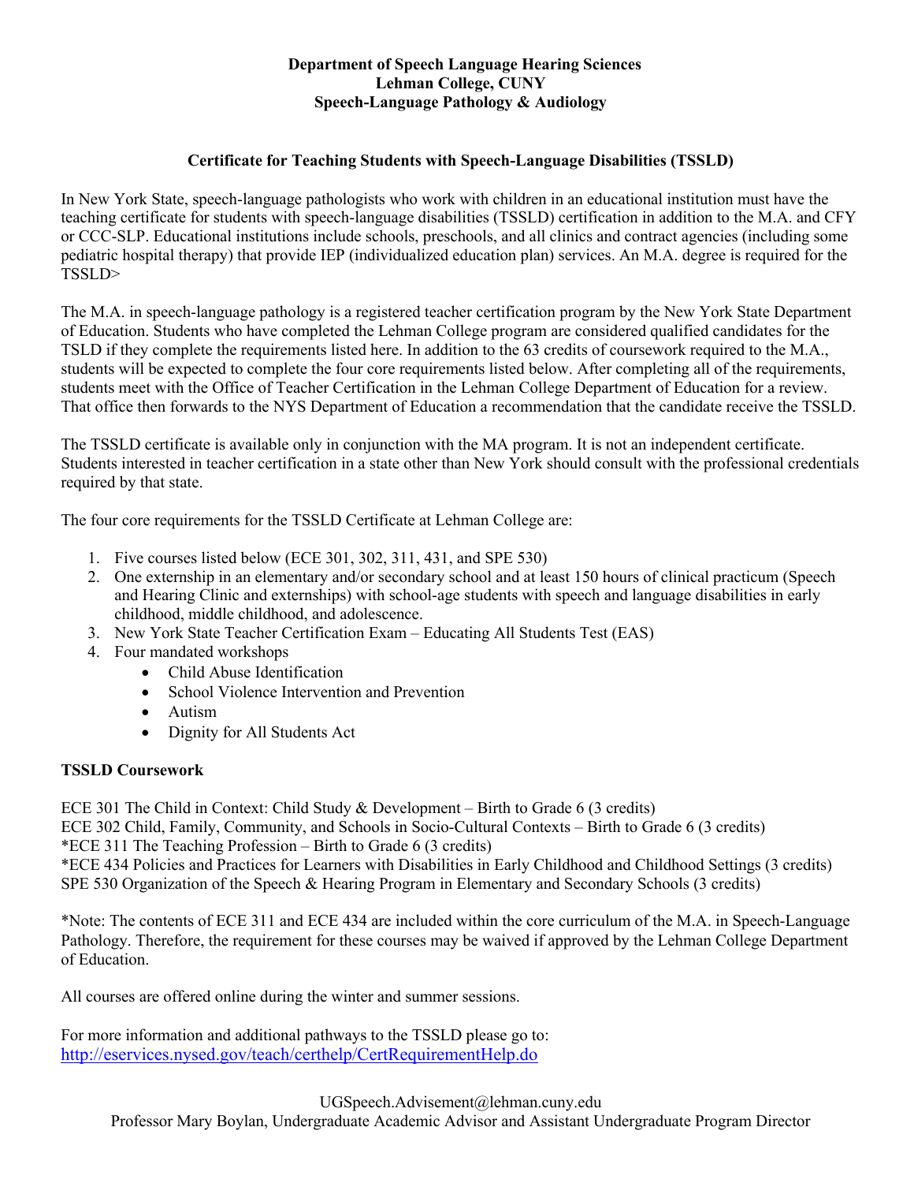**Department of Speech Language Hearing Sciences**
**Lehman College, CUNY**
**Speech-Language Pathology & Audiology**

**Certificate for Teaching Students with Speech-Language Disabilities (TSSLD)**

In New York State, speech-language pathologists who work with children in an educational institution must have the teaching certificate for students with speech-language disabilities (TSSLD) certification in addition to the M.A. and CFY or CCC-SLP. Educational institutions include schools, preschools, and all clinics and contract agencies (including some pediatric hospital therapy) that provide IEP (individualized education plan) services. An M.A. degree is required for the TSSLD>

The M.A. in speech-language pathology is a registered teacher certification program by the New York State Department of Education. Students who have completed the Lehman College program are considered qualified candidates for the TSLD if they complete the requirements listed here. In addition to the 63 credits of coursework required to the M.A., students will be expected to complete the four core requirements listed below. After completing all of the requirements, students meet with the Office of Teacher Certification in the Lehman College Department of Education for a review. That office then forwards to the NYS Department of Education a recommendation that the candidate receive the TSSLD.

The TSSLD certificate is available only in conjunction with the MA program. It is not an independent certificate. Students interested in teacher certification in a state other than New York should consult with the professional credentials required by that state.

The four core requirements for the TSSLD Certificate at Lehman College are:

1. Five courses listed below (ECE 301, 302, 311, 431, and SPE 530)
2. One externship in an elementary and/or secondary school and at least 150 hours of clinical practicum (Speech and Hearing Clinic and externships) with school-age students with speech and language disabilities in early childhood, middle childhood, and adolescence.
3. New York State Teacher Certification Exam – Educating All Students Test (EAS)
4. Four mandated workshops
   - Child Abuse Identification
   - School Violence Intervention and Prevention
   - Autism
   - Dignity for All Students Act

**TSSLD Coursework**

ECE 301 The Child in Context: Child Study & Development – Birth to Grade 6 (3 credits)
ECE 302 Child, Family, Community, and Schools in Socio-Cultural Contexts – Birth to Grade 6 (3 credits)
*ECE 311 The Teaching Profession – Birth to Grade 6 (3 credits)
*ECE 434 Policies and Practices for Learners with Disabilities in Early Childhood and Childhood Settings (3 credits)
SPE 530 Organization of the Speech & Hearing Program in Elementary and Secondary Schools (3 credits)

*Note: The contents of ECE 311 and ECE 434 are included within the core curriculum of the M.A. in Speech-Language Pathology. Therefore, the requirement for these courses may be waived if approved by the Lehman College Department of Education.

All courses are offered online during the winter and summer sessions.

For more information and additional pathways to the TSSLD please go to:
http://eservices.nysed.gov/teach/certhelp/CertRequirementHelp.do

UGSpeech.Advisement@lehman.cuny.edu
Professor Mary Boylan, Undergraduate Academic Advisor and Assistant Undergraduate Program Director